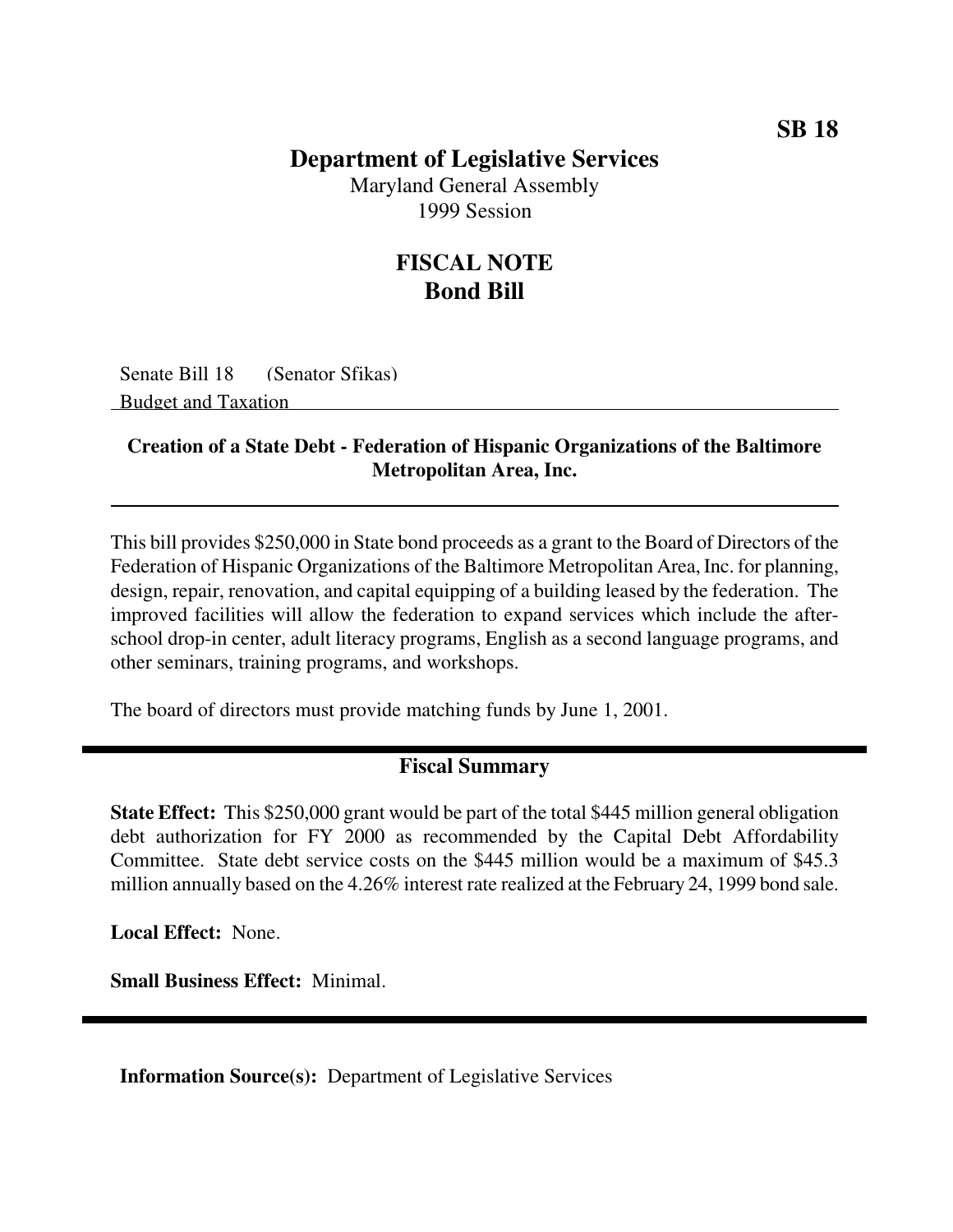**SB 18**

# Department of Legislative Services

Maryland General Assembly
1999 Session

## FISCAL NOTE
## Bond Bill

Senate Bill 18 (Senator Sfikas)
Budget and Taxation

### Creation of a State Debt - Federation of Hispanic Organizations of the Baltimore Metropolitan Area, Inc.

This bill provides $250,000 in State bond proceeds as a grant to the Board of Directors of the Federation of Hispanic Organizations of the Baltimore Metropolitan Area, Inc. for planning, design, repair, renovation, and capital equipping of a building leased by the federation. The improved facilities will allow the federation to expand services which include the after-school drop-in center, adult literacy programs, English as a second language programs, and other seminars, training programs, and workshops.

The board of directors must provide matching funds by June 1, 2001.

### Fiscal Summary

**State Effect:** This $250,000 grant would be part of the total $445 million general obligation debt authorization for FY 2000 as recommended by the Capital Debt Affordability Committee. State debt service costs on the $445 million would be a maximum of $45.3 million annually based on the 4.26% interest rate realized at the February 24, 1999 bond sale.

**Local Effect:** None.

**Small Business Effect:** Minimal.

**Information Source(s):** Department of Legislative Services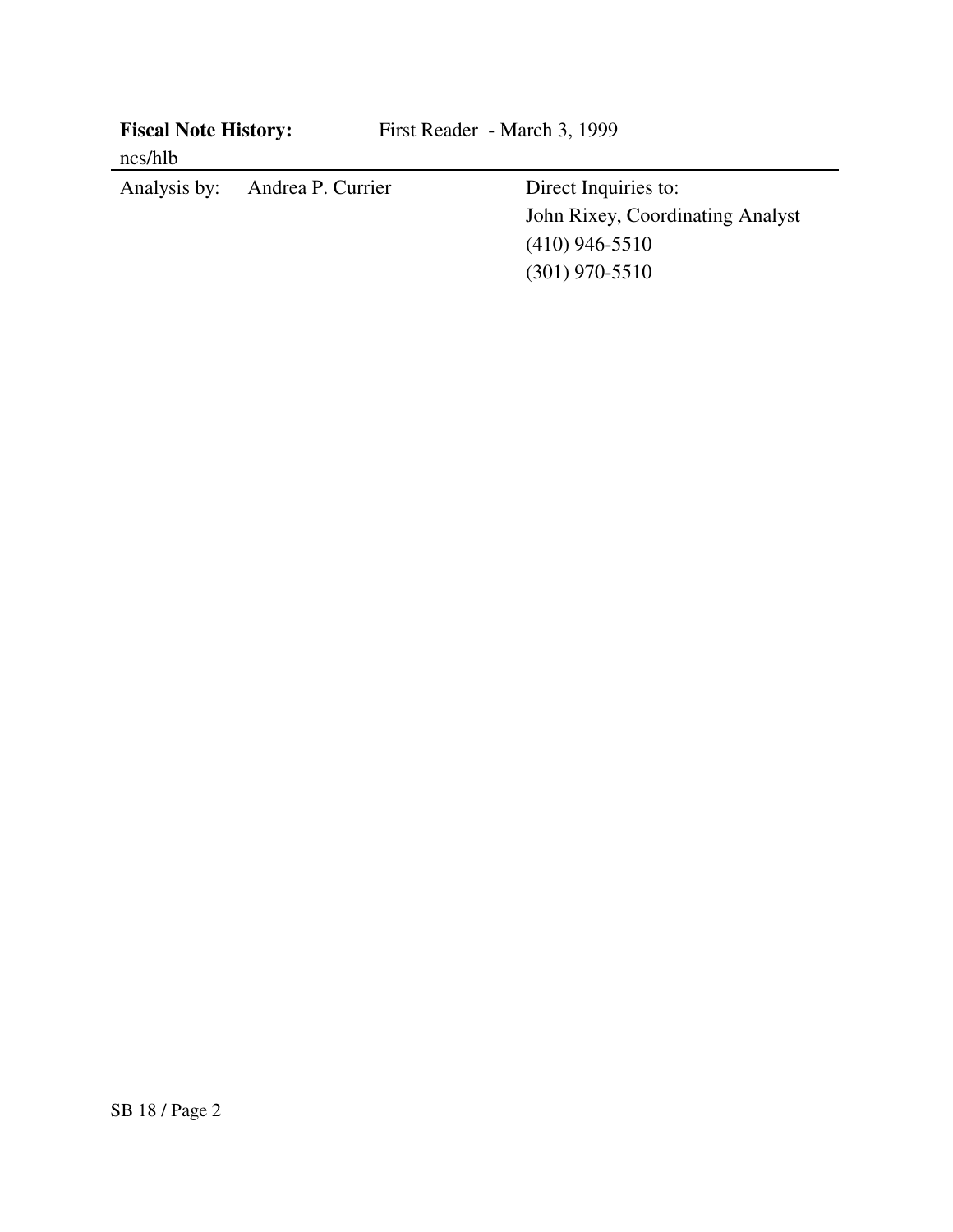**Fiscal Note History:** First Reader - March 3, 1999

ncs/hlb

---

Analysis by: Andrea P. Currier

Direct Inquiries to:
John Rixey, Coordinating Analyst
(410) 946-5510
(301) 970-5510